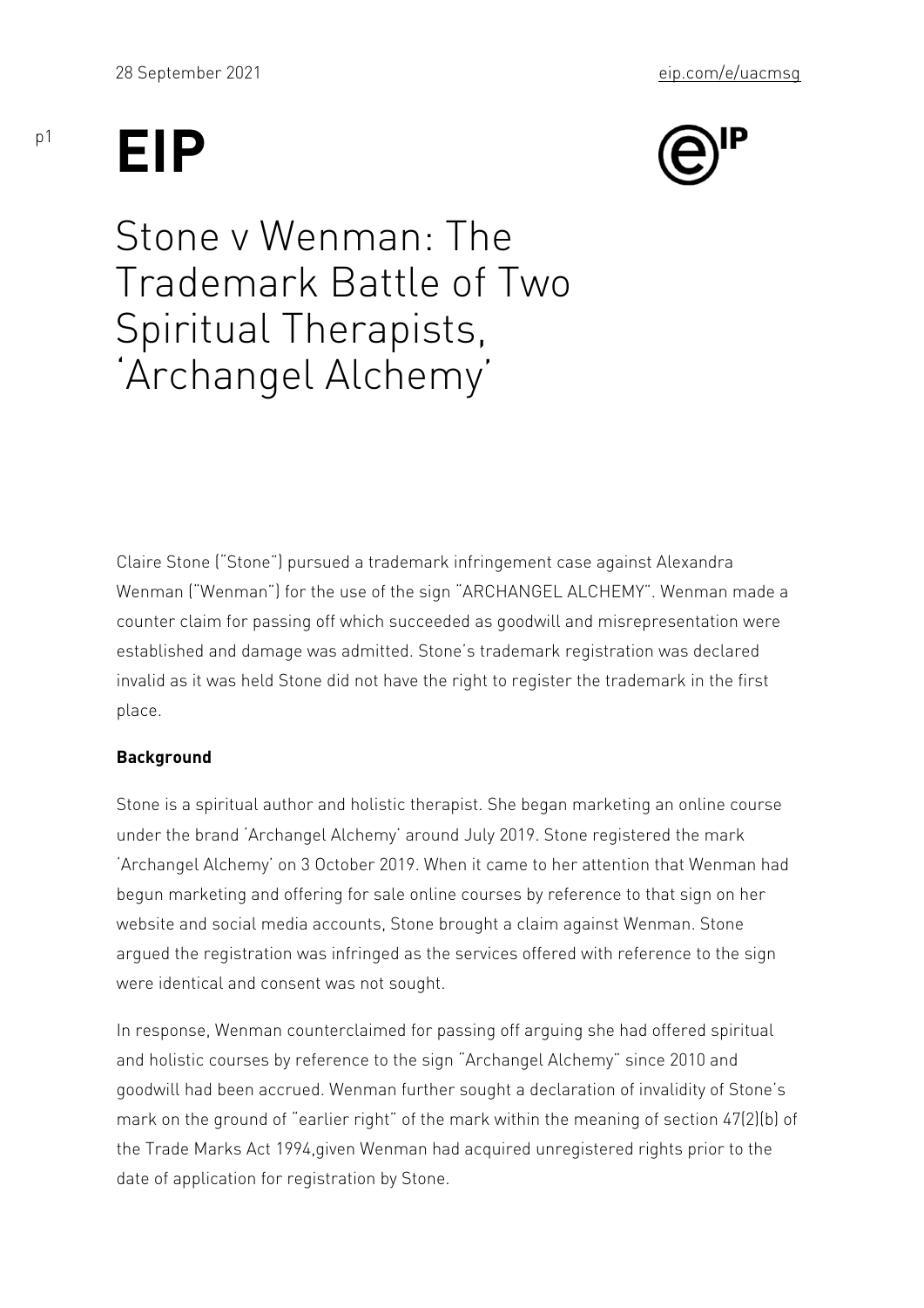28 September 2021

eip.com/e/uacmsg

EIP

# Stone v Wenman: The Trademark Battle of Two Spiritual Therapists, 'Archangel Alchemy'

Claire Stone ("Stone") pursued a trademark infringement case against Alexandra Wenman ("Wenman") for the use of the sign "ARCHANGEL ALCHEMY". Wenman made a counter claim for passing off which succeeded as goodwill and misrepresentation were established and damage was admitted. Stone's trademark registration was declared invalid as it was held Stone did not have the right to register the trademark in the first place.

**Background**

Stone is a spiritual author and holistic therapist. She began marketing an online course under the brand 'Archangel Alchemy' around July 2019. Stone registered the mark 'Archangel Alchemy' on 3 October 2019. When it came to her attention that Wenman had begun marketing and offering for sale online courses by reference to that sign on her website and social media accounts, Stone brought a claim against Wenman. Stone argued the registration was infringed as the services offered with reference to the sign were identical and consent was not sought.

In response, Wenman counterclaimed for passing off arguing she had offered spiritual and holistic courses by reference to the sign "Archangel Alchemy" since 2010 and goodwill had been accrued. Wenman further sought a declaration of invalidity of Stone's mark on the ground of "earlier right" of the mark within the meaning of section 47(2)(b) of the Trade Marks Act 1994,given Wenman had acquired unregistered rights prior to the date of application for registration by Stone.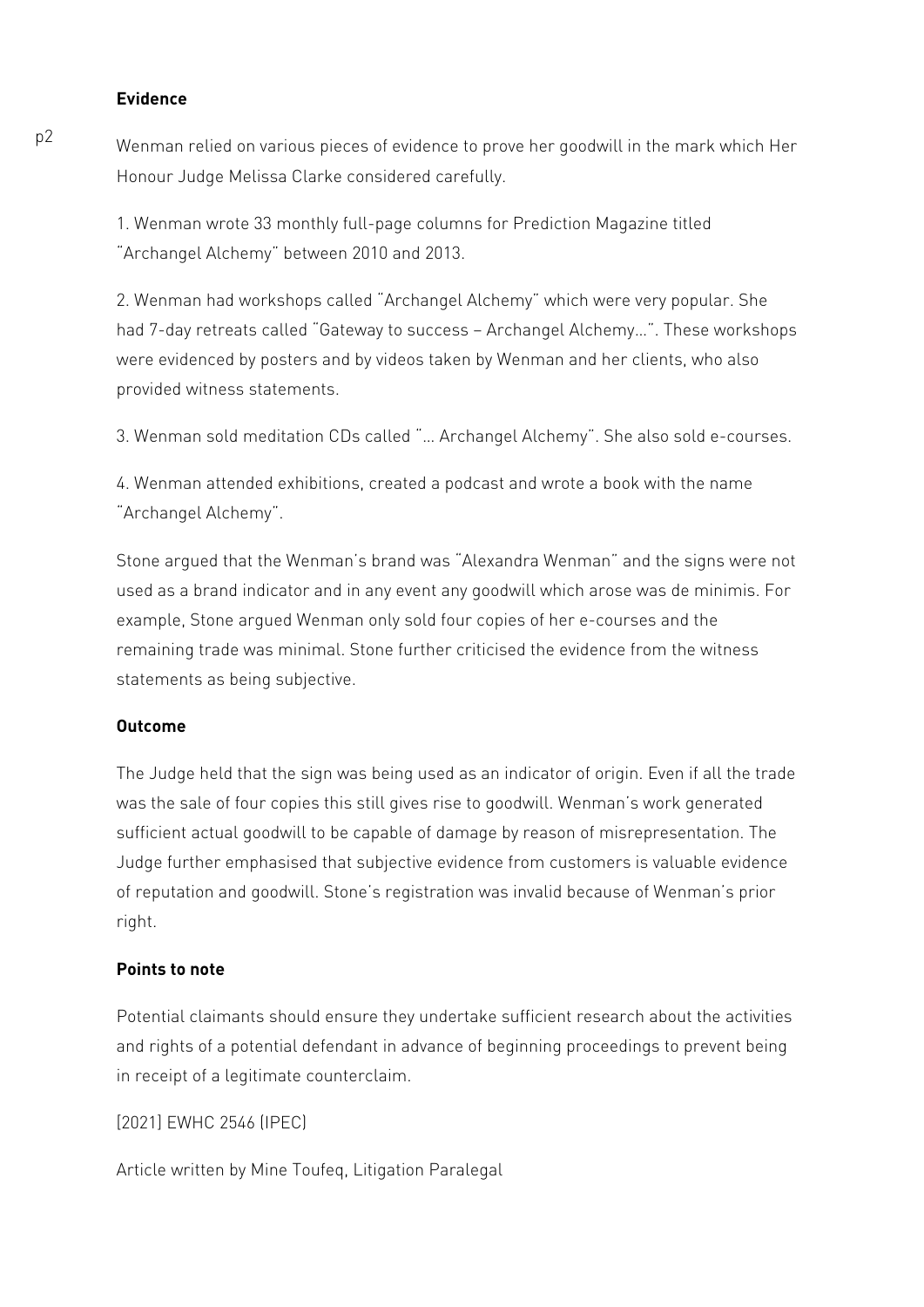## Evidence

Wenman relied on various pieces of evidence to prove her goodwill in the mark which Her Honour Judge Melissa Clarke considered carefully.

1. Wenman wrote 33 monthly full-page columns for Prediction Magazine titled "Archangel Alchemy" between 2010 and 2013.

2. Wenman had workshops called "Archangel Alchemy" which were very popular. She had 7-day retreats called "Gateway to success – Archangel Alchemy…". These workshops were evidenced by posters and by videos taken by Wenman and her clients, who also provided witness statements.

3. Wenman sold meditation CDs called "… Archangel Alchemy". She also sold e-courses.

4. Wenman attended exhibitions, created a podcast and wrote a book with the name "Archangel Alchemy".

Stone argued that the Wenman's brand was "Alexandra Wenman" and the signs were not used as a brand indicator and in any event any goodwill which arose was de minimis. For example, Stone argued Wenman only sold four copies of her e-courses and the remaining trade was minimal. Stone further criticised the evidence from the witness statements as being subjective.

## Outcome

The Judge held that the sign was being used as an indicator of origin. Even if all the trade was the sale of four copies this still gives rise to goodwill. Wenman's work generated sufficient actual goodwill to be capable of damage by reason of misrepresentation. The Judge further emphasised that subjective evidence from customers is valuable evidence of reputation and goodwill. Stone's registration was invalid because of Wenman's prior right.

## Points to note

Potential claimants should ensure they undertake sufficient research about the activities and rights of a potential defendant in advance of beginning proceedings to prevent being in receipt of a legitimate counterclaim.

[2021] EWHC 2546 (IPEC)

Article written by Mine Toufeq, Litigation Paralegal